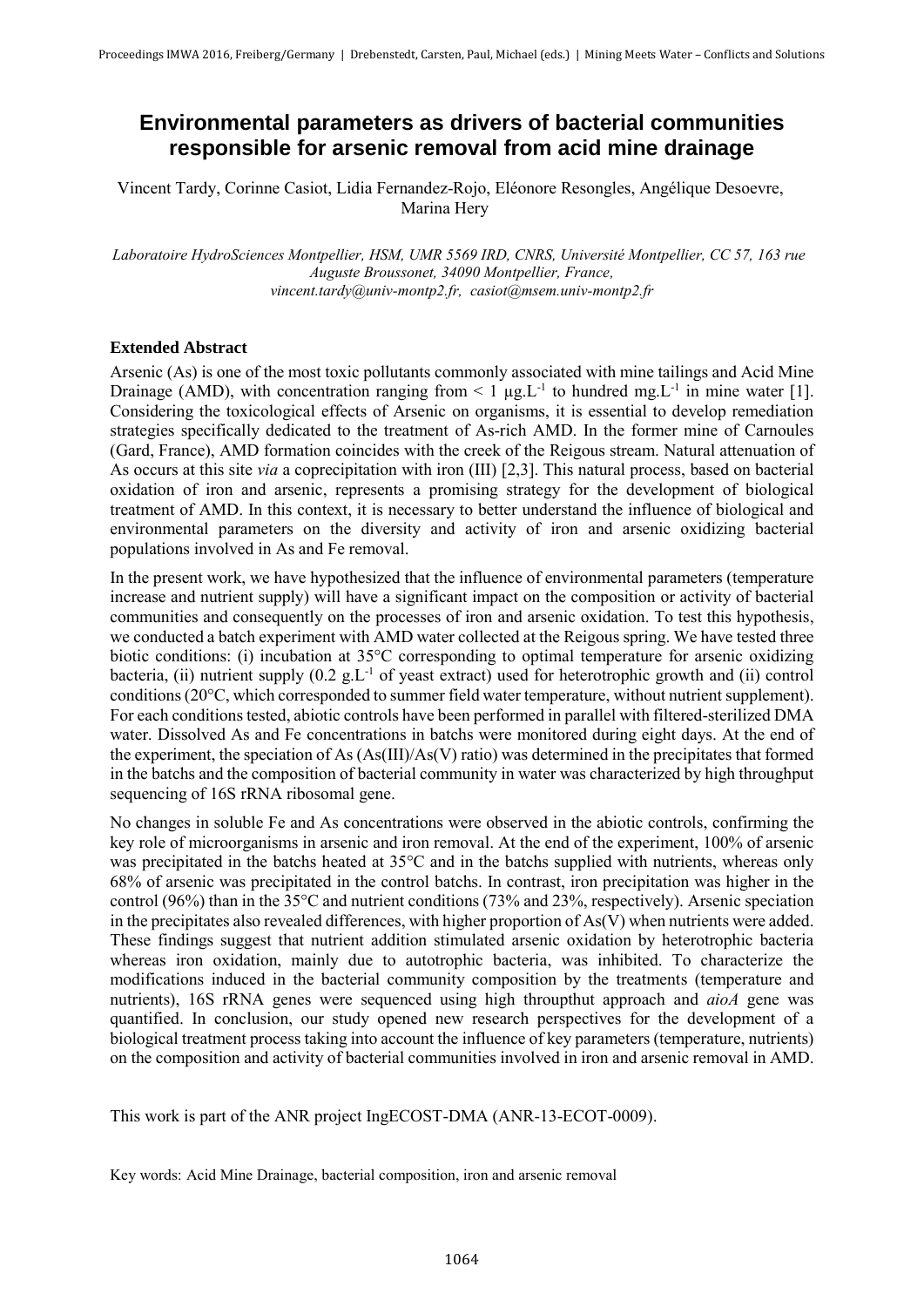# Environmental parameters as drivers of bacterial communities responsible for arsenic removal from acid mine drainage

Vincent Tardy, Corinne Casiot, Lidia Fernandez-Rojo, Eléonore Resongles, Angélique Desoevre, Marina Hery

*Laboratoire HydroSciences Montpellier, HSM, UMR 5569 IRD, CNRS, Université Montpellier, CC 57, 163 rue Auguste Broussonet, 34090 Montpellier, France, vincent.tardy@univ-montp2.fr, casiot@msem.univ-montp2.fr*

## Extended Abstract

Arsenic (As) is one of the most toxic pollutants commonly associated with mine tailings and Acid Mine Drainage (AMD), with concentration ranging from < 1 $\mu g.L^{-1}$ to hundred $mg.L^{-1}$ in mine water [1]. Considering the toxicological effects of Arsenic on organisms, it is essential to develop remediation strategies specifically dedicated to the treatment of As-rich AMD. In the former mine of Carnoules (Gard, France), AMD formation coincides with the creek of the Reigous stream. Natural attenuation of As occurs at this site *via* a coprecipitation with iron (III) [2,3]. This natural process, based on bacterial oxidation of iron and arsenic, represents a promising strategy for the development of biological treatment of AMD. In this context, it is necessary to better understand the influence of biological and environmental parameters on the diversity and activity of iron and arsenic oxidizing bacterial populations involved in As and Fe removal.

In the present work, we have hypothesized that the influence of environmental parameters (temperature increase and nutrient supply) will have a significant impact on the composition or activity of bacterial communities and consequently on the processes of iron and arsenic oxidation. To test this hypothesis, we conducted a batch experiment with AMD water collected at the Reigous spring. We have tested three biotic conditions: (i) incubation at 35°C corresponding to optimal temperature for arsenic oxidizing bacteria, (ii) nutrient supply (0.2 $g.L^{-1}$ of yeast extract) used for heterotrophic growth and (ii) control conditions (20°C, which corresponded to summer field water temperature, without nutrient supplement). For each conditions tested, abiotic controls have been performed in parallel with filtered-sterilized DMA water. Dissolved As and Fe concentrations in batchs were monitored during eight days. At the end of the experiment, the speciation of As (As(III)/As(V) ratio) was determined in the precipitates that formed in the batchs and the composition of bacterial community in water was characterized by high throughput sequencing of 16S rRNA ribosomal gene.

No changes in soluble Fe and As concentrations were observed in the abiotic controls, confirming the key role of microorganisms in arsenic and iron removal. At the end of the experiment, 100% of arsenic was precipitated in the batchs heated at 35°C and in the batchs supplied with nutrients, whereas only 68% of arsenic was precipitated in the control batchs. In contrast, iron precipitation was higher in the control (96%) than in the 35°C and nutrient conditions (73% and 23%, respectively). Arsenic speciation in the precipitates also revealed differences, with higher proportion of As(V) when nutrients were added. These findings suggest that nutrient addition stimulated arsenic oxidation by heterotrophic bacteria whereas iron oxidation, mainly due to autotrophic bacteria, was inhibited. To characterize the modifications induced in the bacterial community composition by the treatments (temperature and nutrients), 16S rRNA genes were sequenced using high throupthut approach and *aioA* gene was quantified. In conclusion, our study opened new research perspectives for the development of a biological treatment process taking into account the influence of key parameters (temperature, nutrients) on the composition and activity of bacterial communities involved in iron and arsenic removal in AMD.

This work is part of the ANR project IngECOST-DMA (ANR-13-ECOT-0009).

Key words: Acid Mine Drainage, bacterial composition, iron and arsenic removal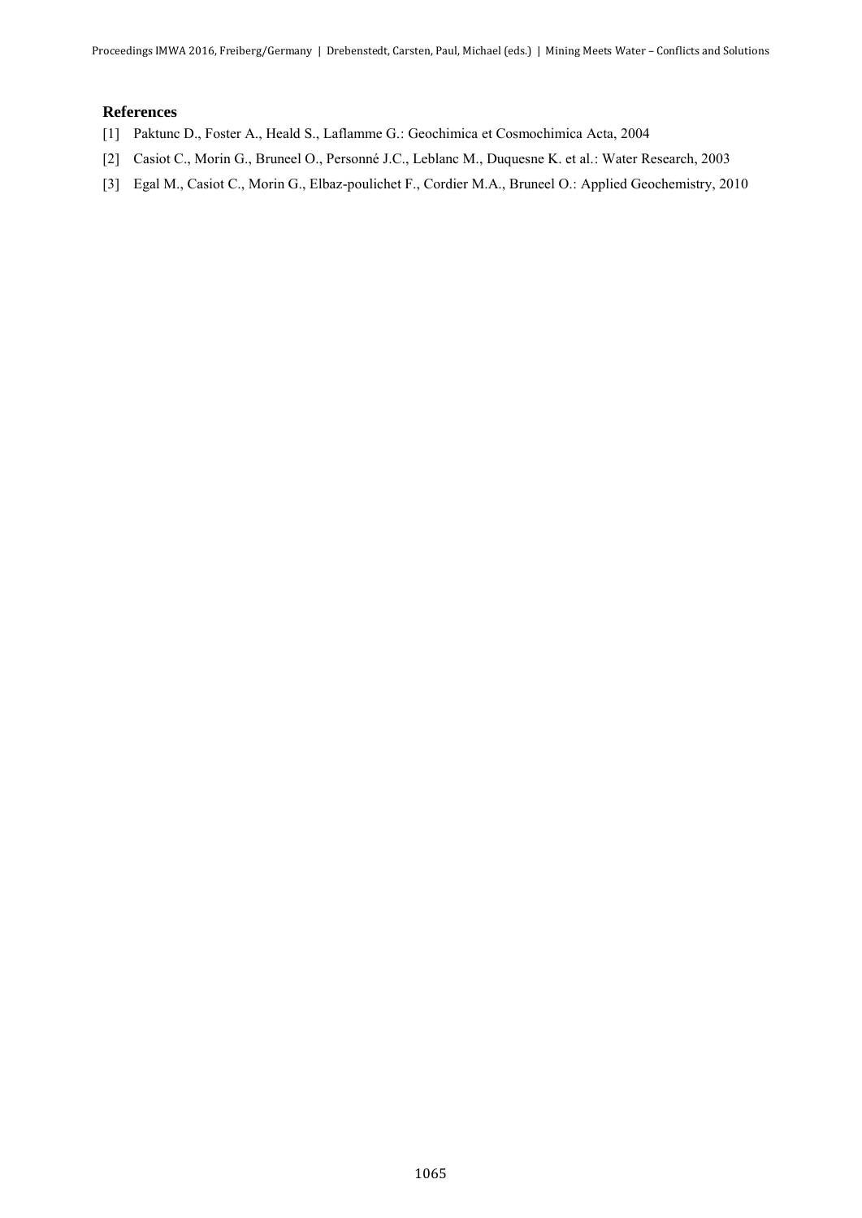### References

[1] Paktunc D., Foster A., Heald S., Laflamme G.: Geochimica et Cosmochimica Acta, 2004

[2] Casiot C., Morin G., Bruneel O., Personné J.C., Leblanc M., Duquesne K. et al.: Water Research, 2003

[3] Egal M., Casiot C., Morin G., Elbaz-poulichet F., Cordier M.A., Bruneel O.: Applied Geochemistry, 2010